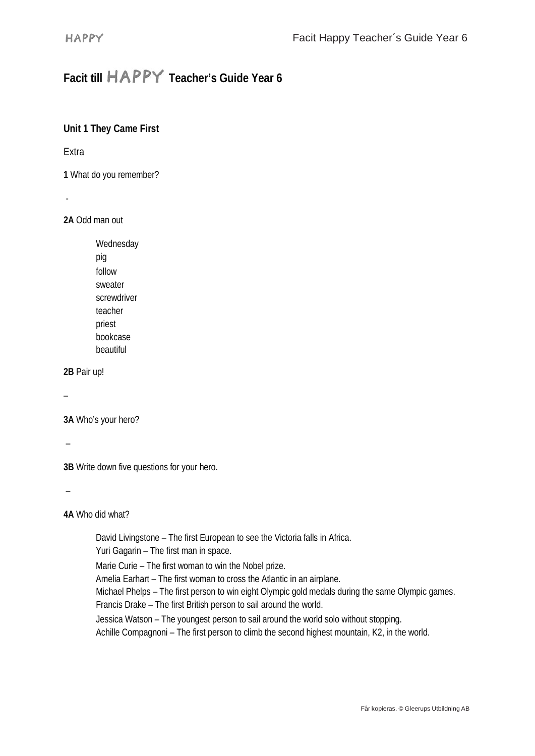# Facit till HAPPY Teacher's Guide Year 6

## Unit 1 They Came First

Extra

**1** What do you remember?

-

**2A** Odd man out

Wednesday
pig
follow
sweater
screwdriver
teacher
priest
bookcase
beautiful

**2B** Pair up!

–

**3A** Who's your hero?

–

**3B** Write down five questions for your hero.

–

**4A** Who did what?

David Livingstone – The first European to see the Victoria falls in Africa.
Yuri Gagarin – The first man in space.
Marie Curie – The first woman to win the Nobel prize.
Amelia Earhart – The first woman to cross the Atlantic in an airplane.
Michael Phelps – The first person to win eight Olympic gold medals during the same Olympic games.
Francis Drake – The first British person to sail around the world.
Jessica Watson – The youngest person to sail around the world solo without stopping.
Achille Compagnoni – The first person to climb the second highest mountain, K2, in the world.

Får kopieras. © Gleerups Utbildning AB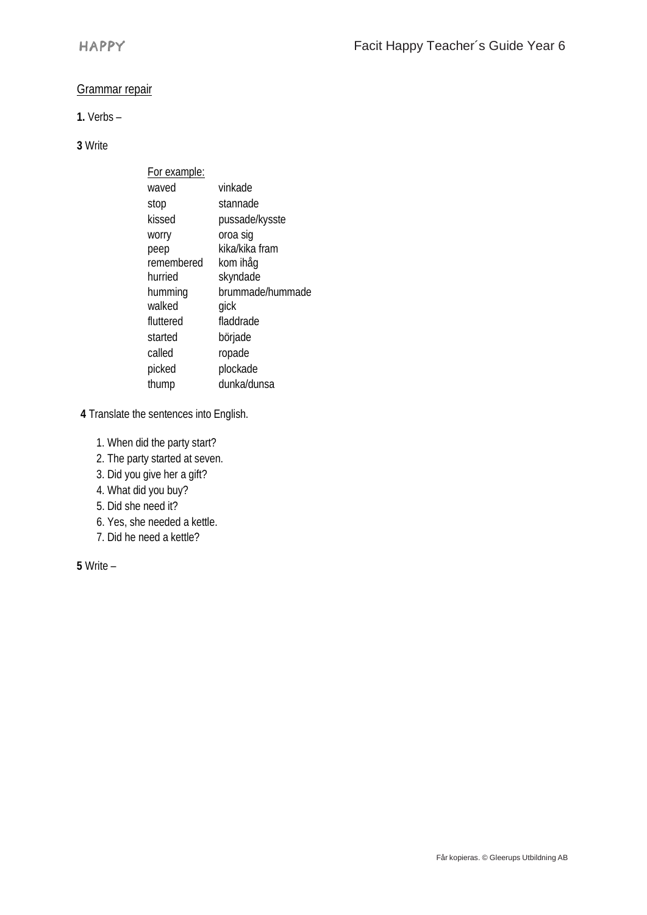Grammar repair

**1.** Verbs –

**3** Write

For example:

| | |
|---|---|
| waved | vinkade |
| stop | stannade |
| kissed | pussade/kysste |
| worry | oroa sig |
| peep | kika/kika fram |
| remembered | kom ihåg |
| hurried | skyndade |
| humming | brummade/hummade |
| walked | gick |
| fluttered | fladdrade |
| started | började |
| called | ropade |
| picked | plockade |
| thump | dunka/dunsa |

**4** Translate the sentences into English.

1. When did the party start?
2. The party started at seven.
3. Did you give her a gift?
4. What did you buy?
5. Did she need it?
6. Yes, she needed a kettle.
7. Did he need a kettle?

**5** Write –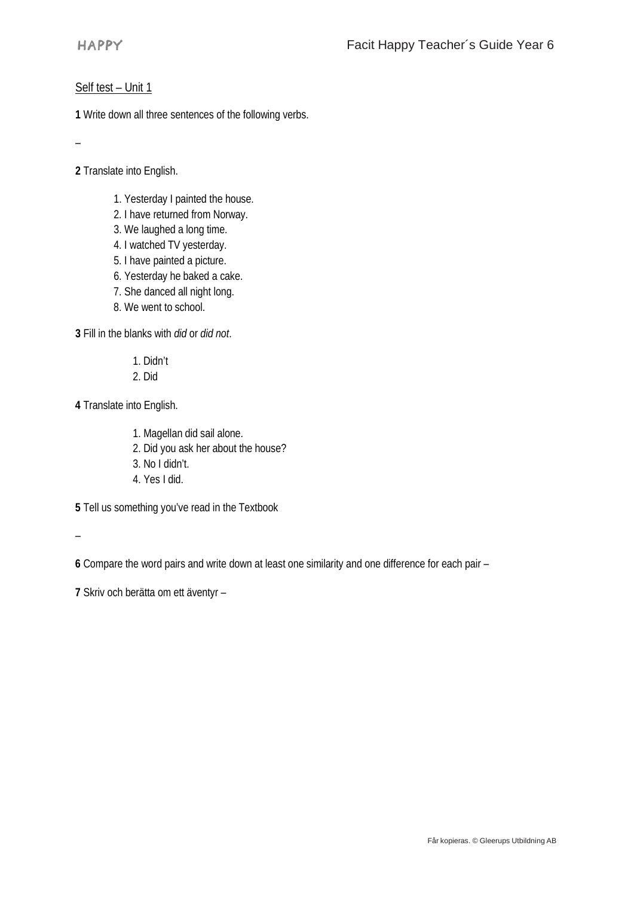Self test – Unit 1

**1** Write down all three sentences of the following verbs.

–

**2** Translate into English.

1. Yesterday I painted the house.
2. I have returned from Norway.
3. We laughed a long time.
4. I watched TV yesterday.
5. I have painted a picture.
6. Yesterday he baked a cake.
7. She danced all night long.
8. We went to school.

**3** Fill in the blanks with *did* or *did not*.

1. Didn't
2. Did

**4** Translate into English.

1. Magellan did sail alone.
2. Did you ask her about the house?
3. No I didn't.
4. Yes I did.

**5** Tell us something you've read in the Textbook

–

**6** Compare the word pairs and write down at least one similarity and one difference for each pair –

**7** Skriv och berätta om ett äventyr –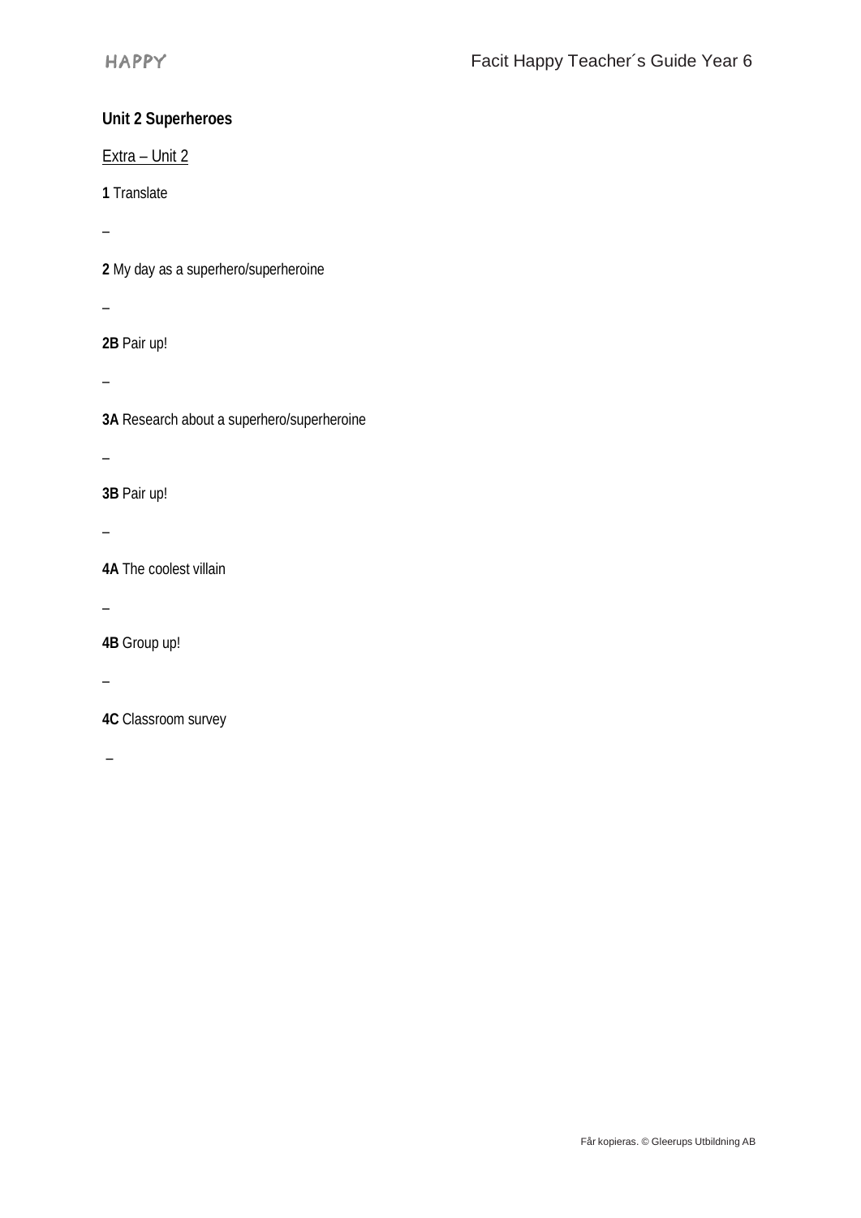**Unit 2 Superheroes**

Extra – Unit 2

**1** Translate

–

**2** My day as a superhero/superheroine

–

**2B** Pair up!

–

**3A** Research about a superhero/superheroine

–

**3B** Pair up!

–

**4A** The coolest villain

–

**4B** Group up!

–

**4C** Classroom survey

–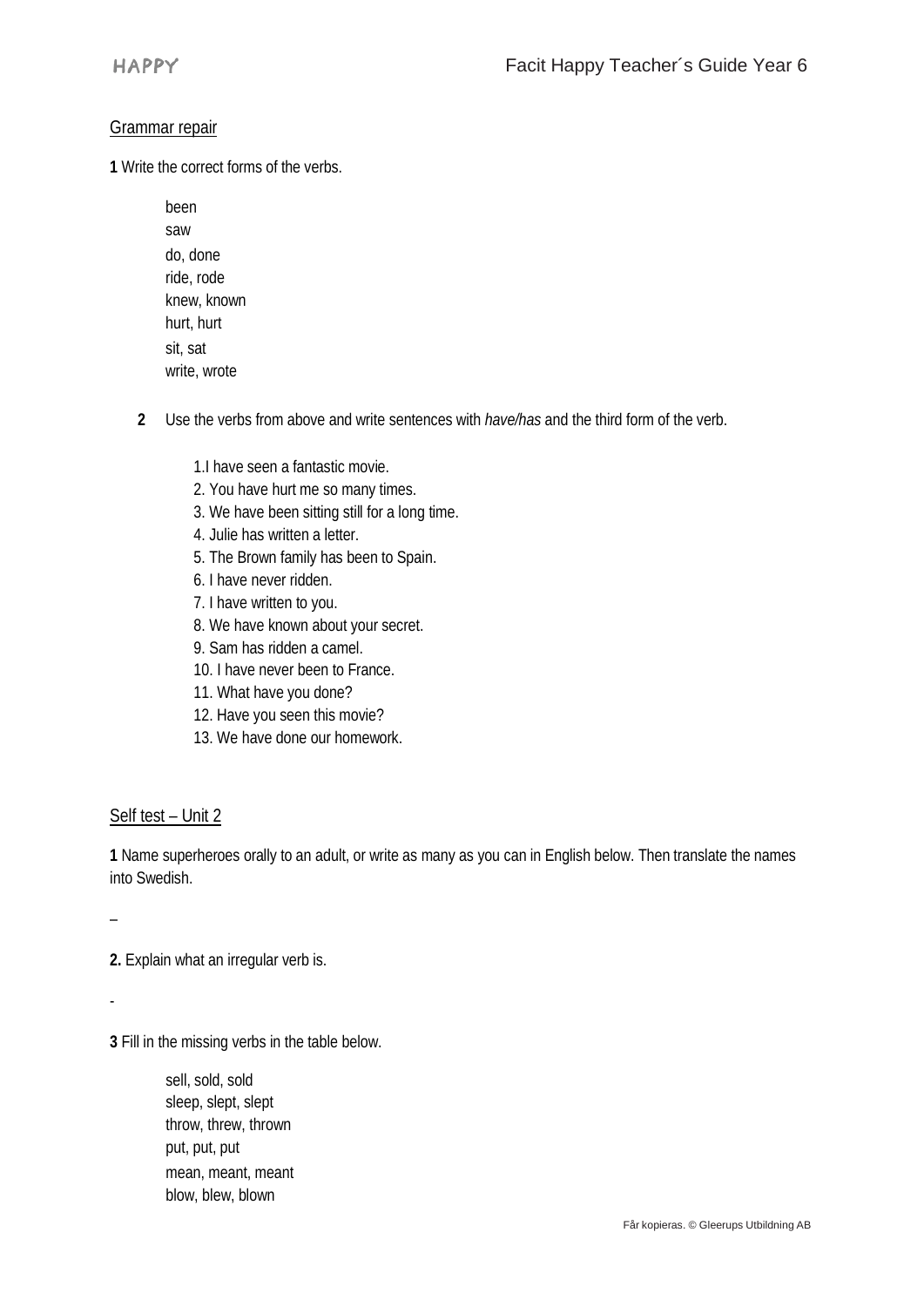## Grammar repair

**1** Write the correct forms of the verbs.

been
saw
do, done
ride, rode
knew, known
hurt, hurt
sit, sat
write, wrote

**2** Use the verbs from above and write sentences with *have/has* and the third form of the verb.

1.I have seen a fantastic movie.
2. You have hurt me so many times.
3. We have been sitting still for a long time.
4. Julie has written a letter.
5. The Brown family has been to Spain.
6. I have never ridden.
7. I have written to you.
8. We have known about your secret.
9. Sam has ridden a camel.
10. I have never been to France.
11. What have you done?
12. Have you seen this movie?
13. We have done our homework.

## Self test – Unit 2

**1** Name superheroes orally to an adult, or write as many as you can in English below. Then translate the names into Swedish.

–

**2.** Explain what an irregular verb is.

-

**3** Fill in the missing verbs in the table below.

sell, sold, sold
sleep, slept, slept
throw, threw, thrown
put, put, put
mean, meant, meant
blow, blew, blown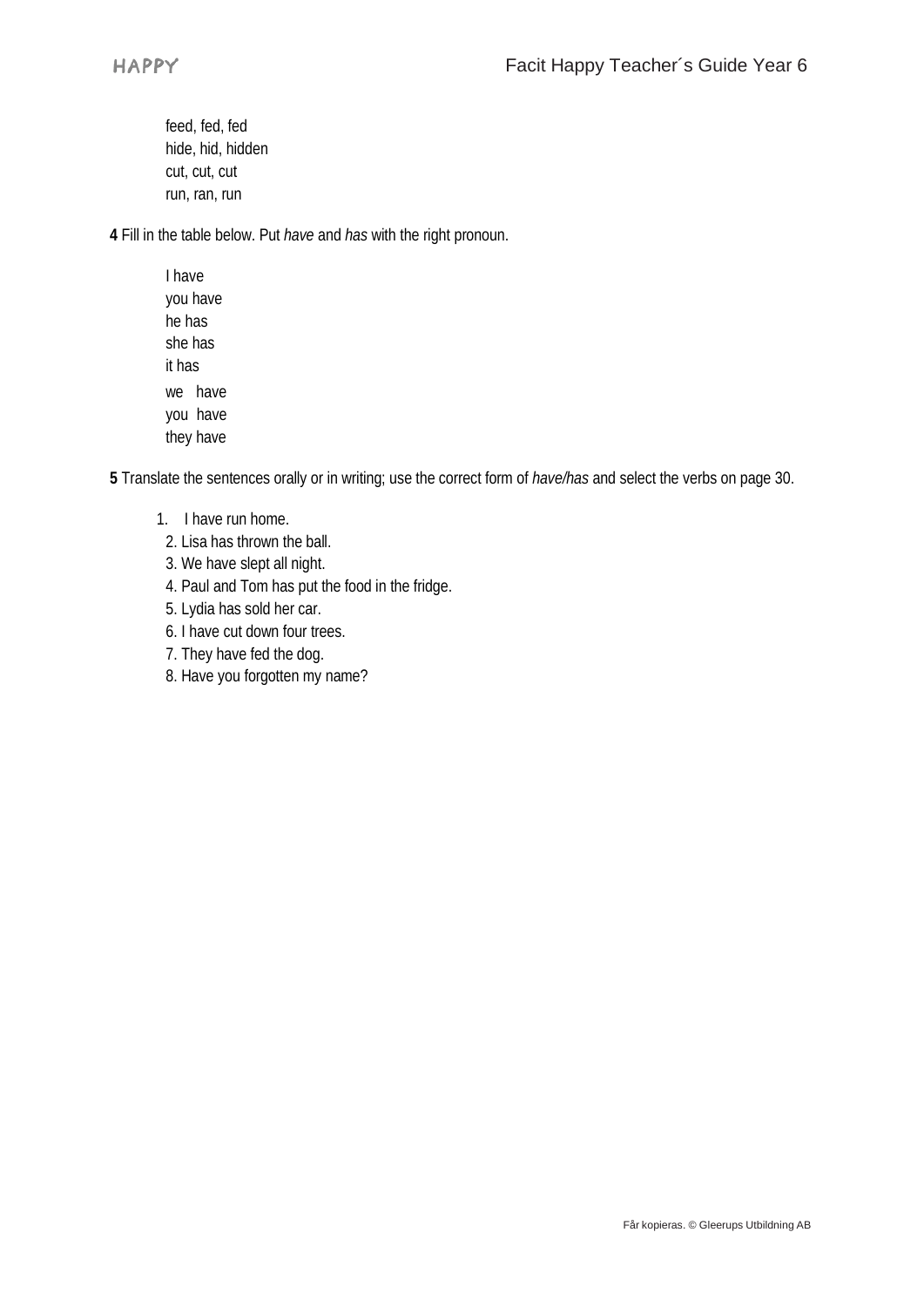feed, fed, fed
hide, hid, hidden
cut, cut, cut
run, ran, run

**4** Fill in the table below. Put *have* and *has* with the right pronoun.

I have
you have
he has
she has
it has
we have
you have
they have

**5** Translate the sentences orally or in writing; use the correct form of *have/has* and select the verbs on page 30.

1. I have run home.
2. Lisa has thrown the ball.
3. We have slept all night.
4. Paul and Tom has put the food in the fridge.
5. Lydia has sold her car.
6. I have cut down four trees.
7. They have fed the dog.
8. Have you forgotten my name?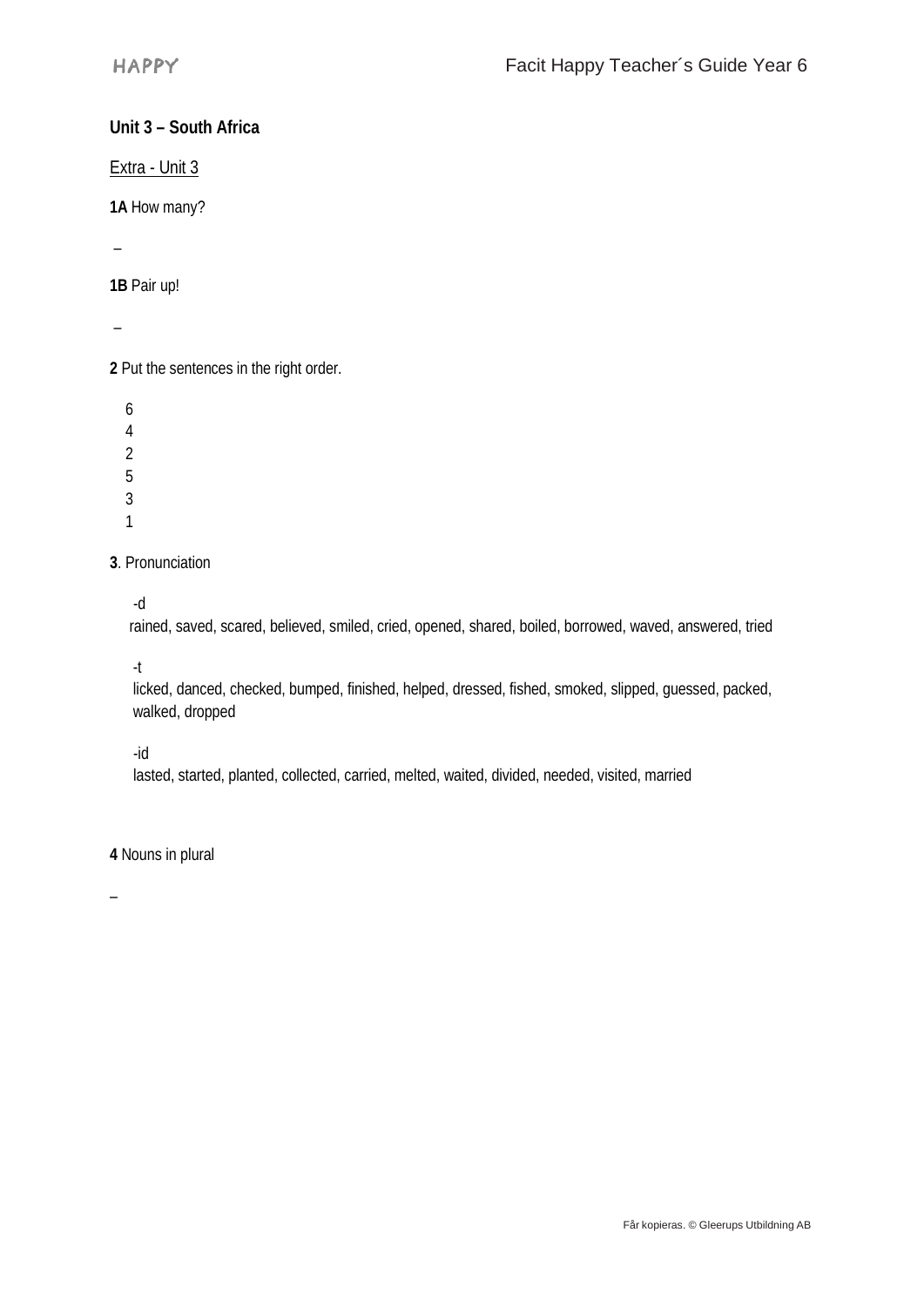## Unit 3 – South Africa

Extra - Unit 3

**1A** How many?

–

**1B** Pair up!

–

**2** Put the sentences in the right order.

6
4
2
5
3
1

**3**. Pronunciation

-d
rained, saved, scared, believed, smiled, cried, opened, shared, boiled, borrowed, waved, answered, tried

-t
licked, danced, checked, bumped, finished, helped, dressed, fished, smoked, slipped, guessed, packed, walked, dropped

-id
lasted, started, planted, collected, carried, melted, waited, divided, needed, visited, married

**4** Nouns in plural

–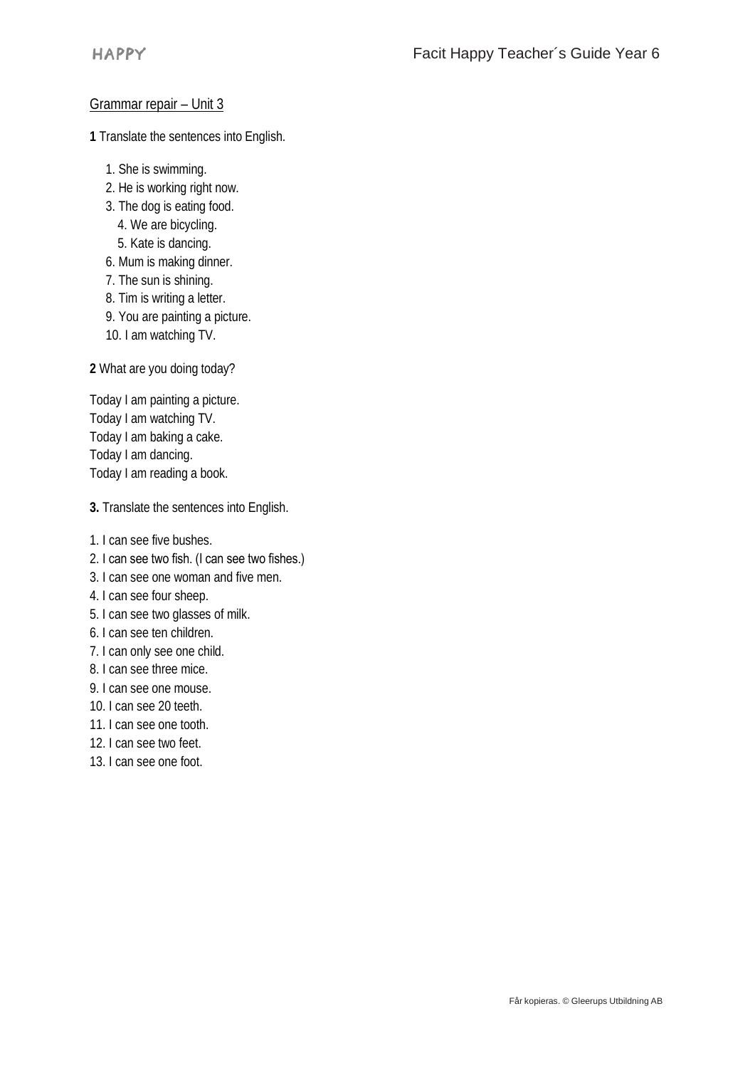## Grammar repair – Unit 3

**1** Translate the sentences into English.

1. She is swimming.
2. He is working right now.
3. The dog is eating food.
4. We are bicycling.
5. Kate is dancing.
6. Mum is making dinner.
7. The sun is shining.
8. Tim is writing a letter.
9. You are painting a picture.
10. I am watching TV.

**2** What are you doing today?

Today I am painting a picture.
Today I am watching TV.
Today I am baking a cake.
Today I am dancing.
Today I am reading a book.

**3.** Translate the sentences into English.

1. I can see five bushes.
2. I can see two fish. (I can see two fishes.)
3. I can see one woman and five men.
4. I can see four sheep.
5. I can see two glasses of milk.
6. I can see ten children.
7. I can only see one child.
8. I can see three mice.
9. I can see one mouse.
10. I can see 20 teeth.
11. I can see one tooth.
12. I can see two feet.
13. I can see one foot.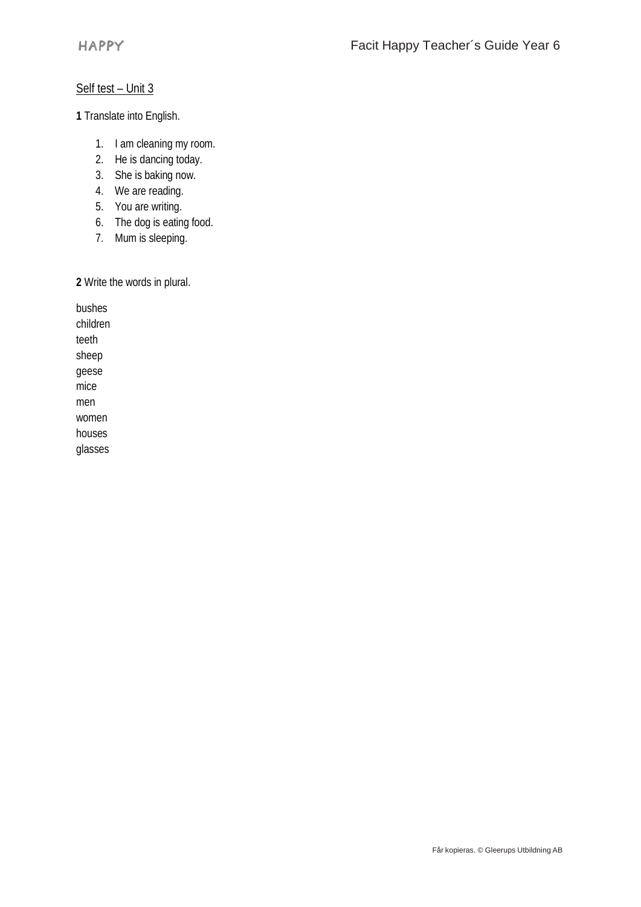Self test – Unit 3

**1** Translate into English.

1. I am cleaning my room.
2. He is dancing today.
3. She is baking now.
4. We are reading.
5. You are writing.
6. The dog is eating food.
7. Mum is sleeping.

**2** Write the words in plural.

bushes
children
teeth
sheep
geese
mice
men
women
houses
glasses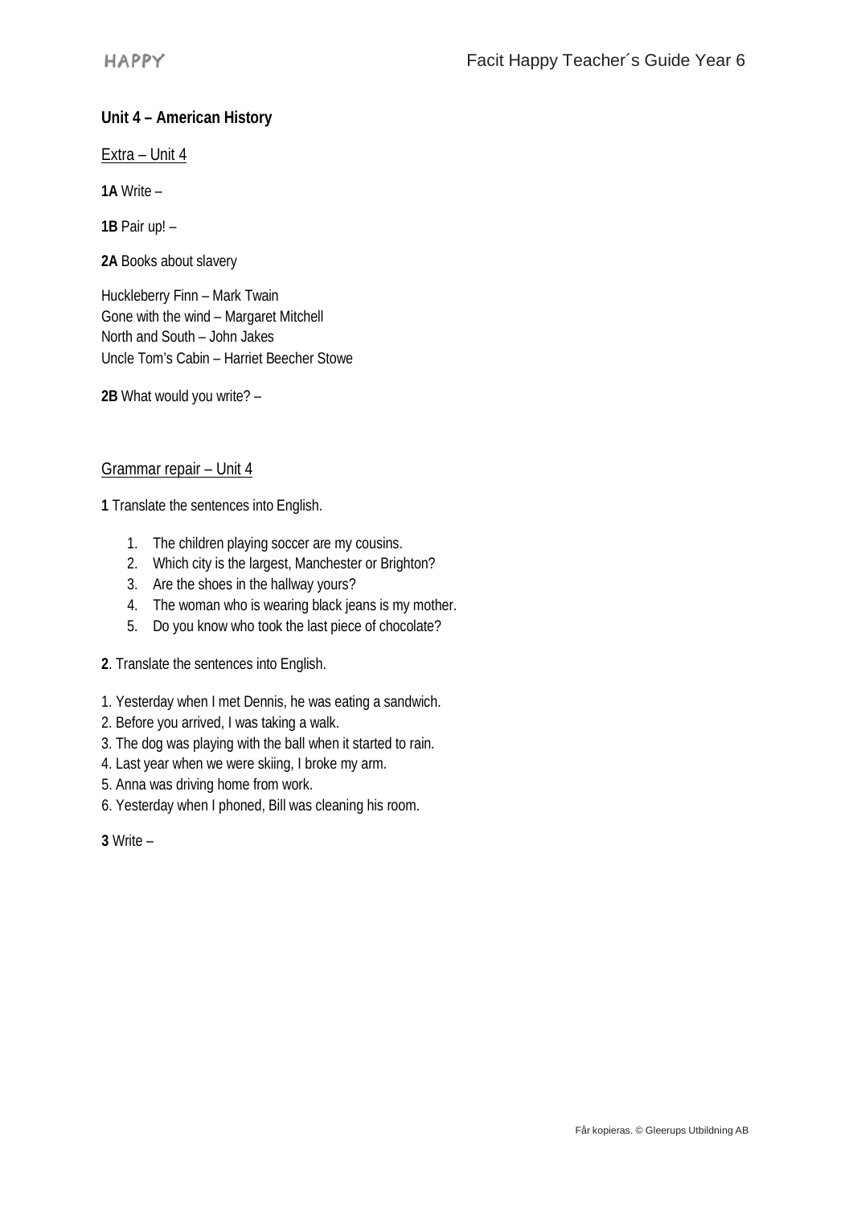## Unit 4 – American History

Extra – Unit 4

**1A** Write –

**1B** Pair up! –

**2A** Books about slavery

Huckleberry Finn – Mark Twain
Gone with the wind – Margaret Mitchell
North and South – John Jakes
Uncle Tom's Cabin – Harriet Beecher Stowe

**2B** What would you write? –

Grammar repair – Unit 4

**1** Translate the sentences into English.

1. The children playing soccer are my cousins.
2. Which city is the largest, Manchester or Brighton?
3. Are the shoes in the hallway yours?
4. The woman who is wearing black jeans is my mother.
5. Do you know who took the last piece of chocolate?

**2**. Translate the sentences into English.

1. Yesterday when I met Dennis, he was eating a sandwich.
2. Before you arrived, I was taking a walk.
3. The dog was playing with the ball when it started to rain.
4. Last year when we were skiing, I broke my arm.
5. Anna was driving home from work.
6. Yesterday when I phoned, Bill was cleaning his room.

**3** Write –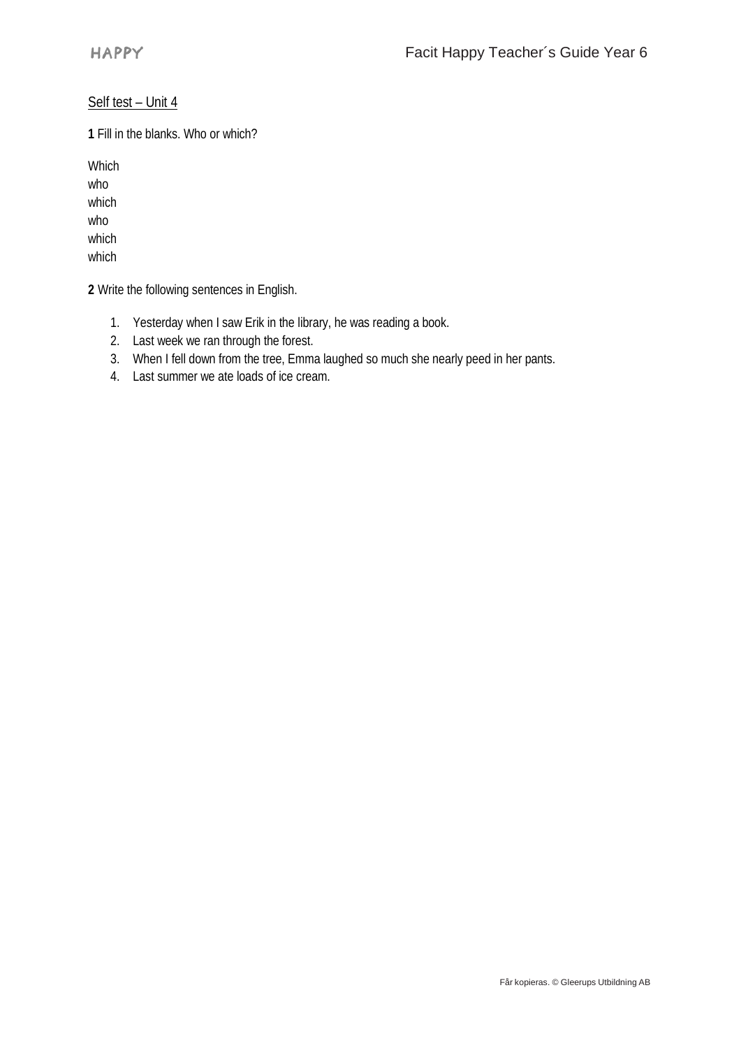Self test – Unit 4

**1** Fill in the blanks. Who or which?

Which
who
which
who
which
which

**2** Write the following sentences in English.

1. Yesterday when I saw Erik in the library, he was reading a book.
2. Last week we ran through the forest.
3. When I fell down from the tree, Emma laughed so much she nearly peed in her pants.
4. Last summer we ate loads of ice cream.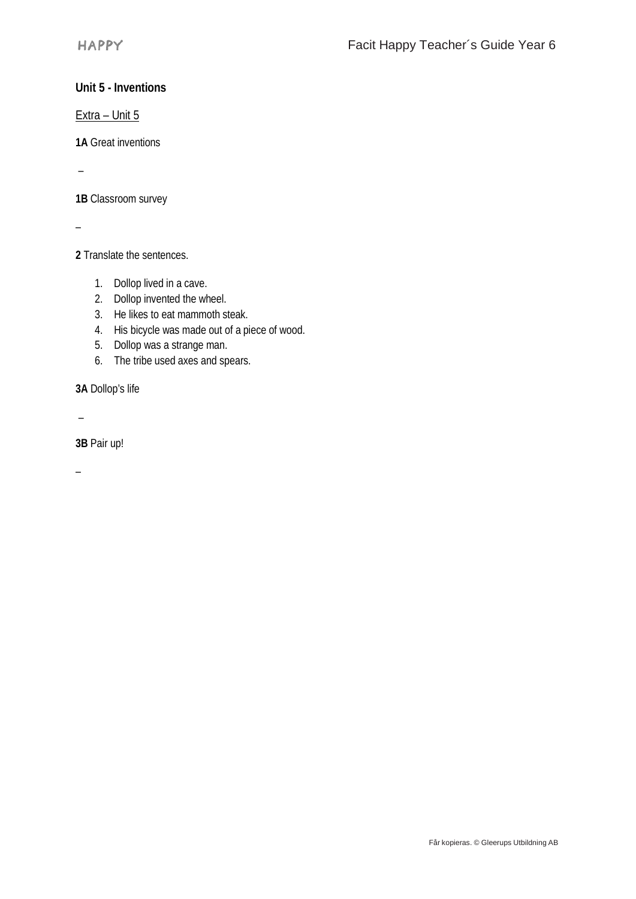**Unit 5 - Inventions**

Extra – Unit 5

**1A** Great inventions

–

**1B** Classroom survey

–

**2** Translate the sentences.

1. Dollop lived in a cave.
2. Dollop invented the wheel.
3. He likes to eat mammoth steak.
4. His bicycle was made out of a piece of wood.
5. Dollop was a strange man.
6. The tribe used axes and spears.

**3A** Dollop's life

–

**3B** Pair up!

–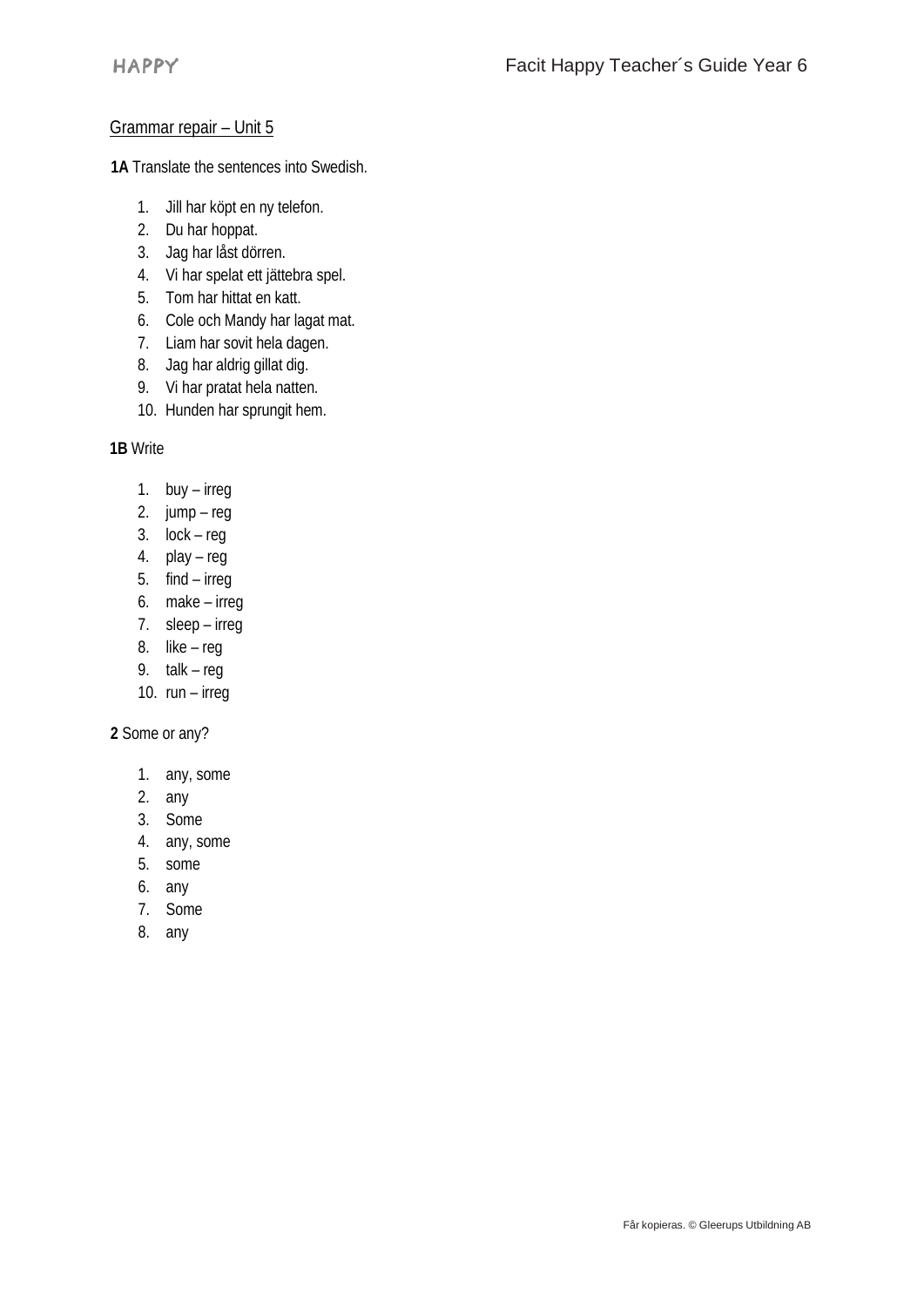## Grammar repair – Unit 5

**1A** Translate the sentences into Swedish.

1. Jill har köpt en ny telefon.
2. Du har hoppat.
3. Jag har låst dörren.
4. Vi har spelat ett jättebra spel.
5. Tom har hittat en katt.
6. Cole och Mandy har lagat mat.
7. Liam har sovit hela dagen.
8. Jag har aldrig gillat dig.
9. Vi har pratat hela natten.
10. Hunden har sprungit hem.

**1B** Write

1. buy – irreg
2. jump – reg
3. lock – reg
4. play – reg
5. find – irreg
6. make – irreg
7. sleep – irreg
8. like – reg
9. talk – reg
10. run – irreg

**2** Some or any?

1. any, some
2. any
3. Some
4. any, some
5. some
6. any
7. Some
8. any

Får kopieras. © Gleerups Utbildning AB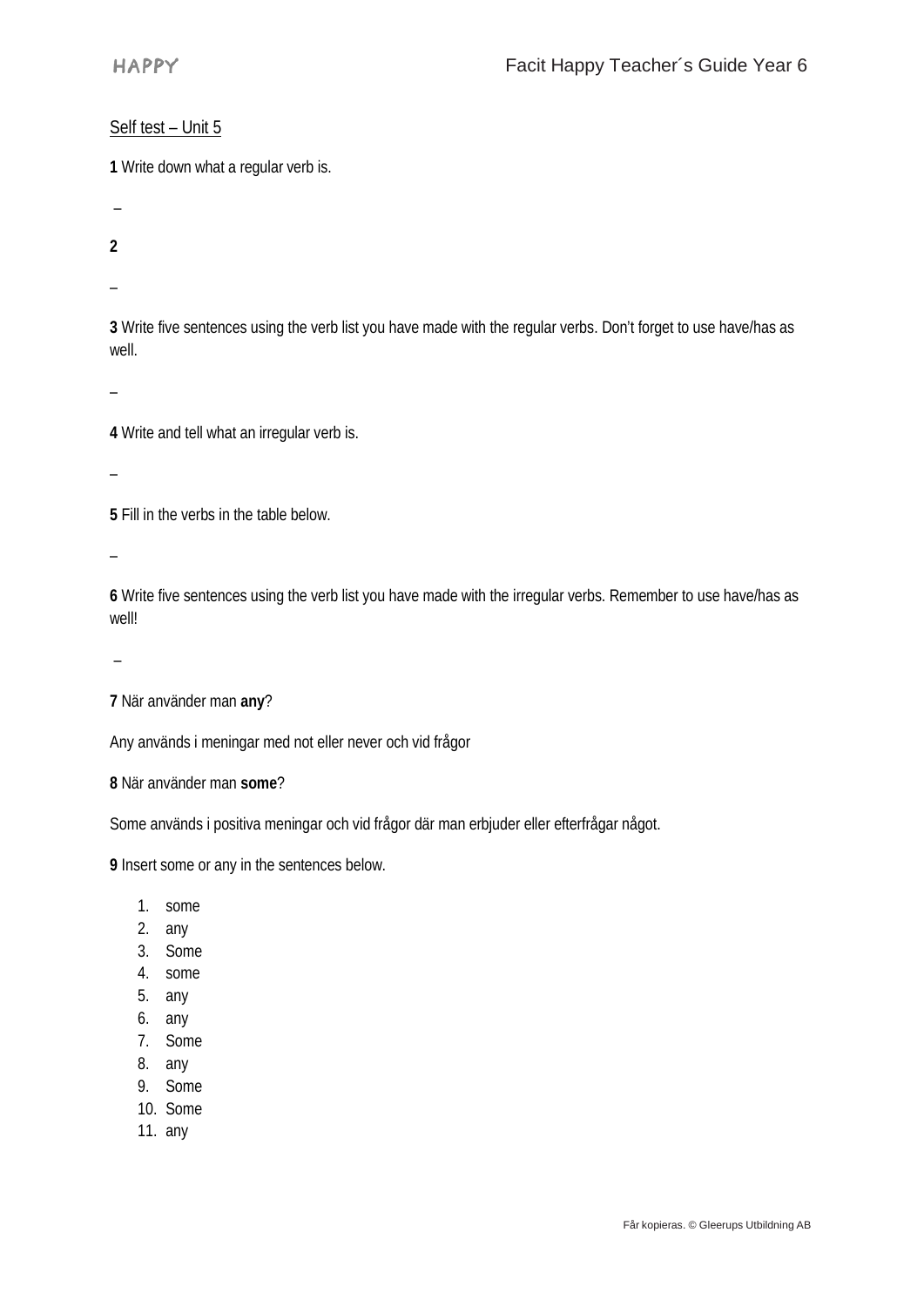Self test – Unit 5

**1** Write down what a regular verb is.

–

**2**

–

**3** Write five sentences using the verb list you have made with the regular verbs. Don't forget to use have/has as well.

–

**4** Write and tell what an irregular verb is.

–

**5** Fill in the verbs in the table below.

–

**6** Write five sentences using the verb list you have made with the irregular verbs. Remember to use have/has as well!

–

**7** När använder man **any**?

Any används i meningar med not eller never och vid frågor

**8** När använder man **some**?

Some används i positiva meningar och vid frågor där man erbjuder eller efterfrågar något.

**9** Insert some or any in the sentences below.

1. some
2. any
3. Some
4. some
5. any
6. any
7. Some
8. any
9. Some
10. Some
11. any

Får kopieras. © Gleerups Utbildning AB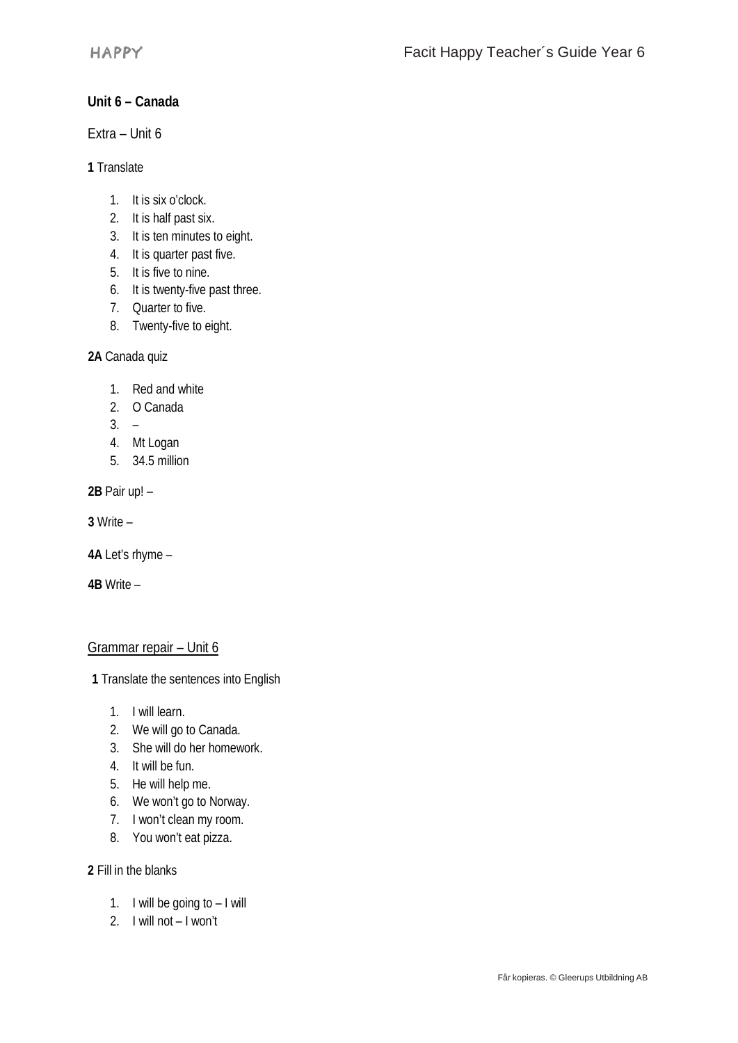**Unit 6 – Canada**

Extra – Unit 6

**1** Translate

1. It is six o'clock.
2. It is half past six.
3. It is ten minutes to eight.
4. It is quarter past five.
5. It is five to nine.
6. It is twenty-five past three.
7. Quarter to five.
8. Twenty-five to eight.

**2A** Canada quiz

1. Red and white
2. O Canada
3. –
4. Mt Logan
5. 34.5 million

**2B** Pair up! –

**3** Write –

**4A** Let's rhyme –

**4B** Write –

<u>Grammar repair – Unit 6</u>

**1** Translate the sentences into English

1. I will learn.
2. We will go to Canada.
3. She will do her homework.
4. It will be fun.
5. He will help me.
6. We won't go to Norway.
7. I won't clean my room.
8. You won't eat pizza.

**2** Fill in the blanks

1. I will be going to – I will
2. I will not – I won't

Får kopieras. © Gleerups Utbildning AB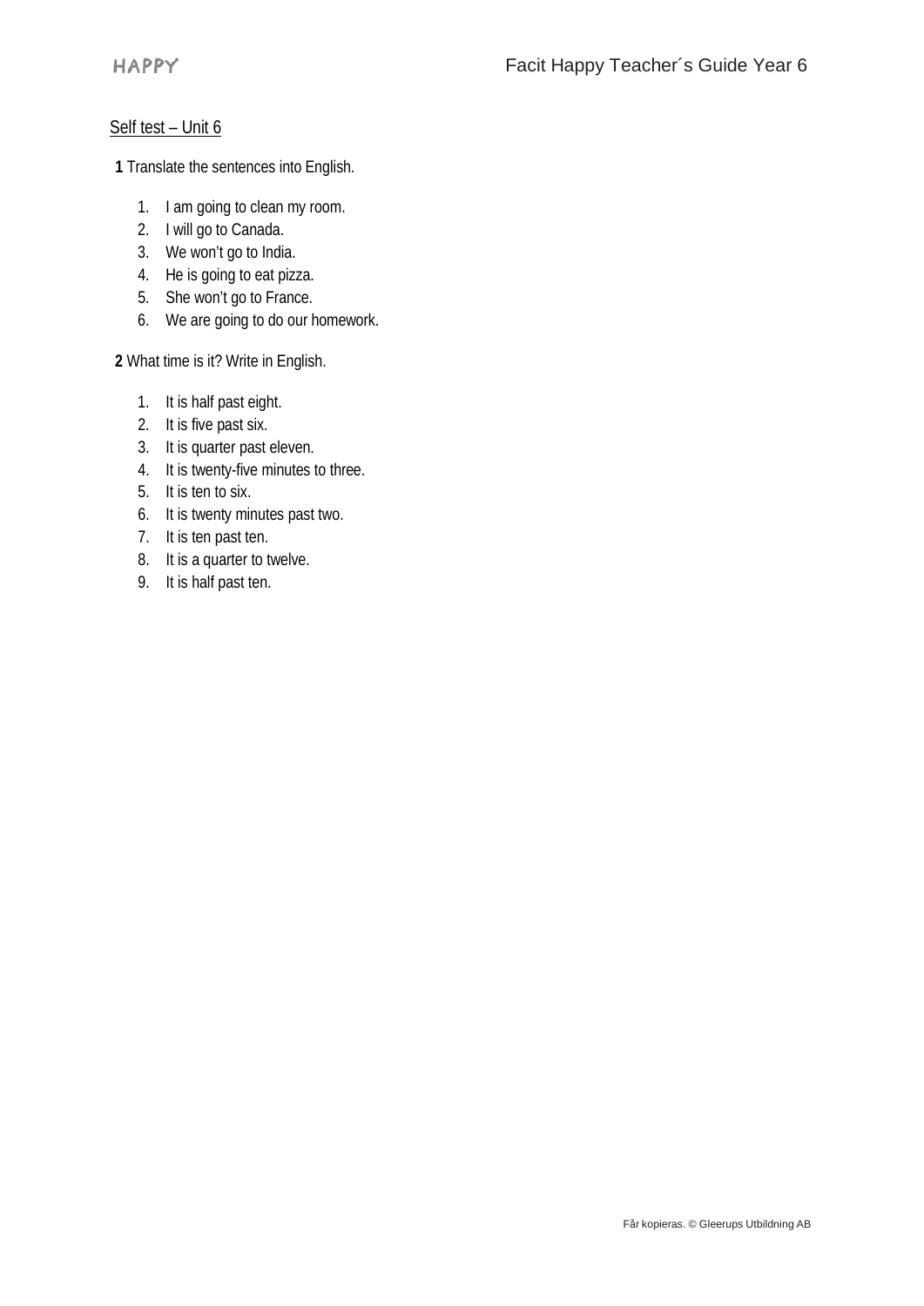Self test – Unit 6

**1** Translate the sentences into English.

1. I am going to clean my room.
2. I will go to Canada.
3. We won't go to India.
4. He is going to eat pizza.
5. She won't go to France.
6. We are going to do our homework.

**2** What time is it? Write in English.

1. It is half past eight.
2. It is five past six.
3. It is quarter past eleven.
4. It is twenty-five minutes to three.
5. It is ten to six.
6. It is twenty minutes past two.
7. It is ten past ten.
8. It is a quarter to twelve.
9. It is half past ten.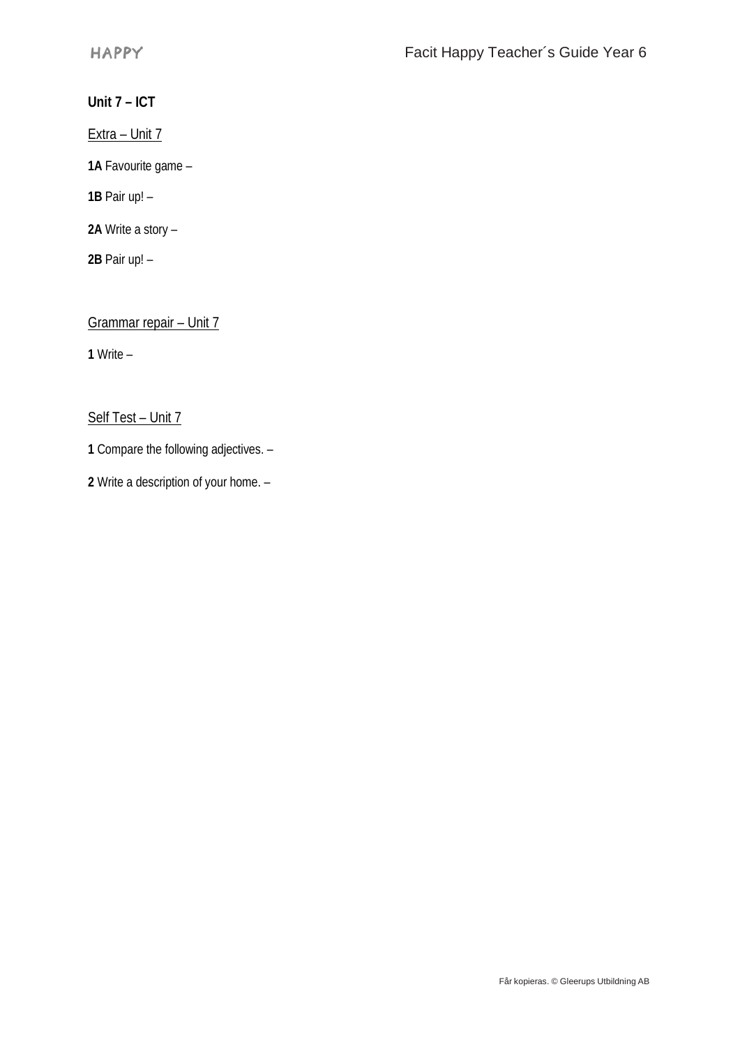**Unit 7 – ICT**

Extra – Unit 7

**1A** Favourite game –

**1B** Pair up! –

**2A** Write a story –

**2B** Pair up! –

Grammar repair – Unit 7

**1** Write –

Self Test – Unit 7

**1** Compare the following adjectives. –

**2** Write a description of your home. –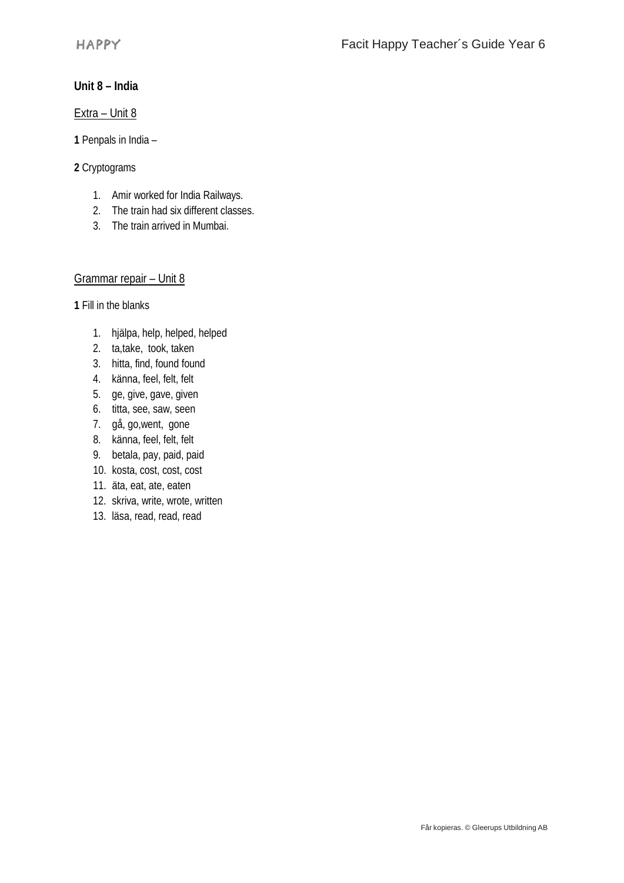**Unit 8 – India**

Extra – Unit 8

**1** Penpals in India –

**2** Cryptograms

1. Amir worked for India Railways.
2. The train had six different classes.
3. The train arrived in Mumbai.

Grammar repair – Unit 8

**1** Fill in the blanks

1. hjälpa, help, helped, helped
2. ta,take, took, taken
3. hitta, find, found found
4. känna, feel, felt, felt
5. ge, give, gave, given
6. titta, see, saw, seen
7. gå, go,went, gone
8. känna, feel, felt, felt
9. betala, pay, paid, paid
10. kosta, cost, cost, cost
11. äta, eat, ate, eaten
12. skriva, write, wrote, written
13. läsa, read, read, read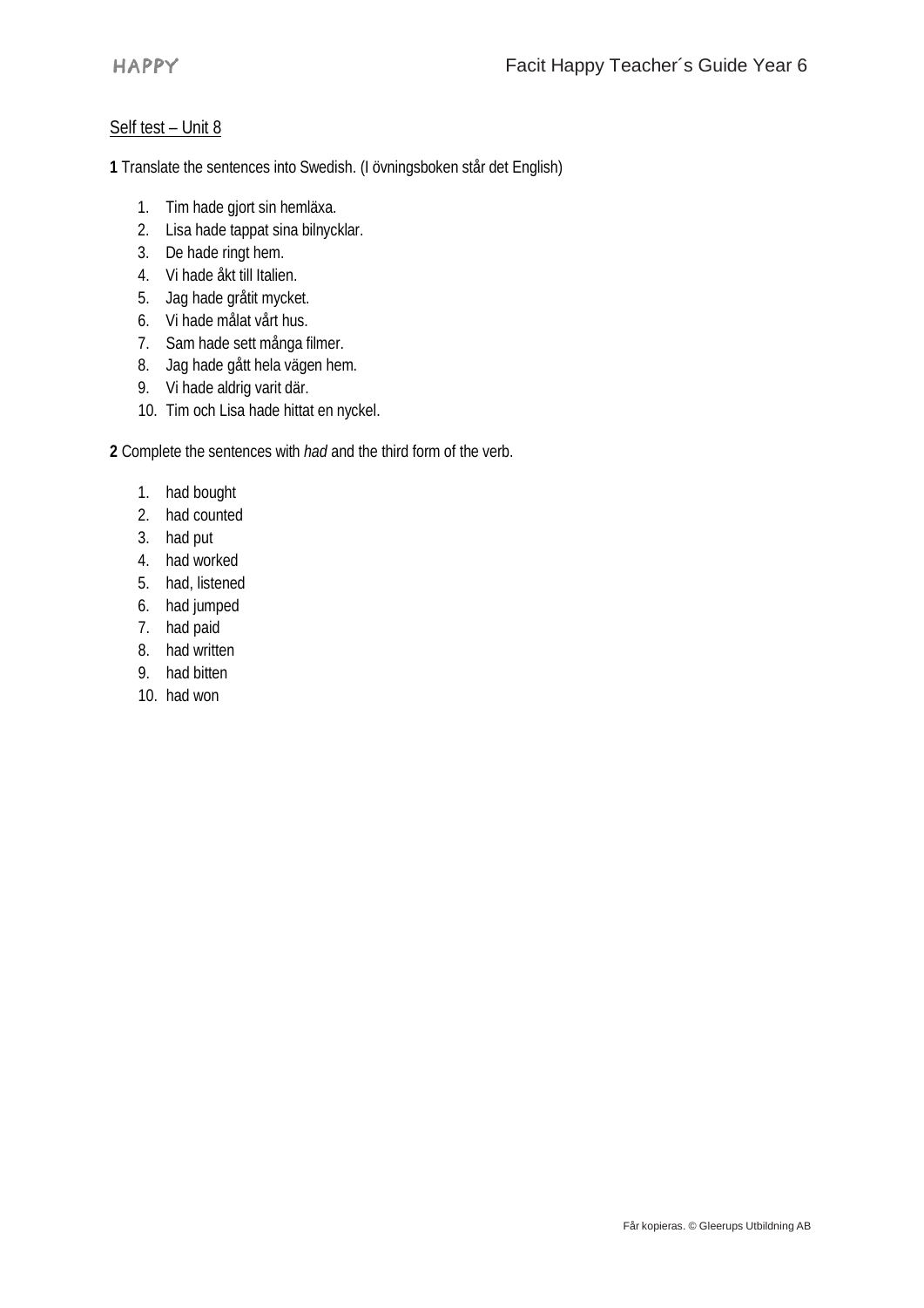Self test – Unit 8

**1** Translate the sentences into Swedish. (I övningsboken står det English)

1. Tim hade gjort sin hemläxa.
2. Lisa hade tappat sina bilnycklar.
3. De hade ringt hem.
4. Vi hade åkt till Italien.
5. Jag hade gråtit mycket.
6. Vi hade målat vårt hus.
7. Sam hade sett många filmer.
8. Jag hade gått hela vägen hem.
9. Vi hade aldrig varit där.
10. Tim och Lisa hade hittat en nyckel.

**2** Complete the sentences with *had* and the third form of the verb.

1. had bought
2. had counted
3. had put
4. had worked
5. had, listened
6. had jumped
7. had paid
8. had written
9. had bitten
10. had won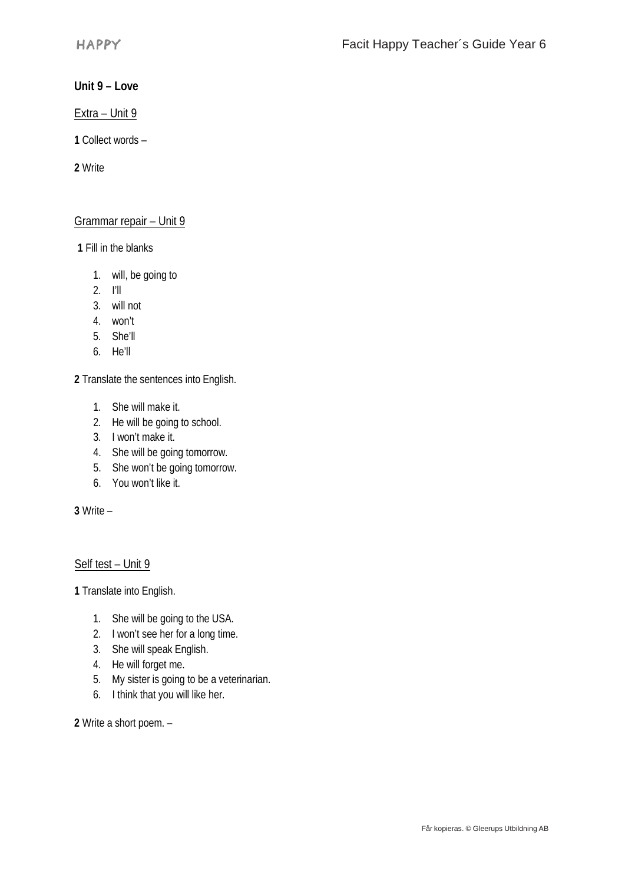**Unit 9 – Love**

Extra – Unit 9

**1** Collect words –

**2** Write

Grammar repair – Unit 9

**1** Fill in the blanks

1. will, be going to
2. I'll
3. will not
4. won't
5. She'll
6. He'll

**2** Translate the sentences into English.

1. She will make it.
2. He will be going to school.
3. I won't make it.
4. She will be going tomorrow.
5. She won't be going tomorrow.
6. You won't like it.

**3** Write –

Self test – Unit 9

**1** Translate into English.

1. She will be going to the USA.
2. I won't see her for a long time.
3. She will speak English.
4. He will forget me.
5. My sister is going to be a veterinarian.
6. I think that you will like her.

**2** Write a short poem. –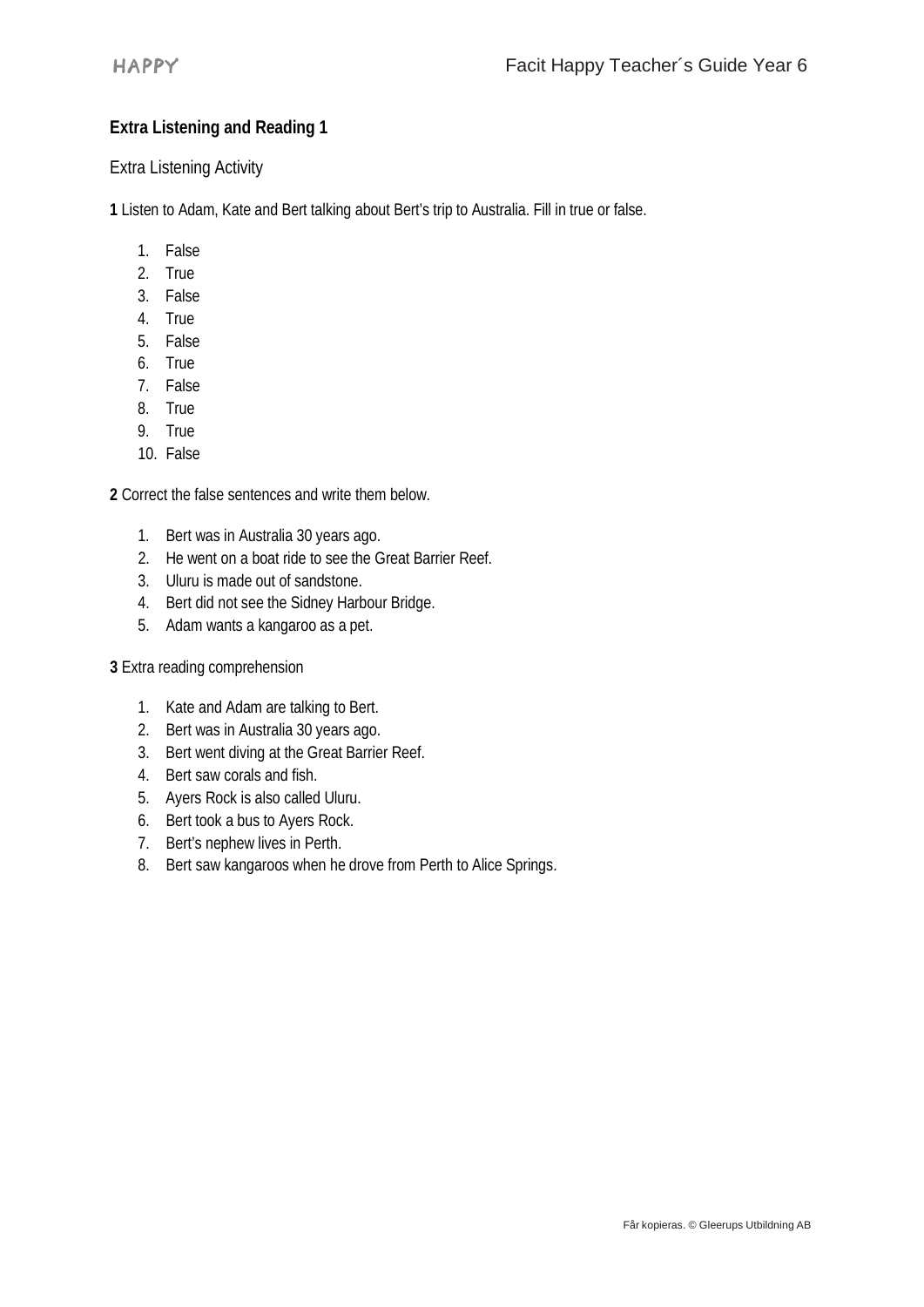**Extra Listening and Reading 1**

Extra Listening Activity

**1** Listen to Adam, Kate and Bert talking about Bert's trip to Australia. Fill in true or false.

1. False
2. True
3. False
4. True
5. False
6. True
7. False
8. True
9. True
10. False

**2** Correct the false sentences and write them below.

1. Bert was in Australia 30 years ago.
2. He went on a boat ride to see the Great Barrier Reef.
3. Uluru is made out of sandstone.
4. Bert did not see the Sidney Harbour Bridge.
5. Adam wants a kangaroo as a pet.

**3** Extra reading comprehension

1. Kate and Adam are talking to Bert.
2. Bert was in Australia 30 years ago.
3. Bert went diving at the Great Barrier Reef.
4. Bert saw corals and fish.
5. Ayers Rock is also called Uluru.
6. Bert took a bus to Ayers Rock.
7. Bert's nephew lives in Perth.
8. Bert saw kangaroos when he drove from Perth to Alice Springs.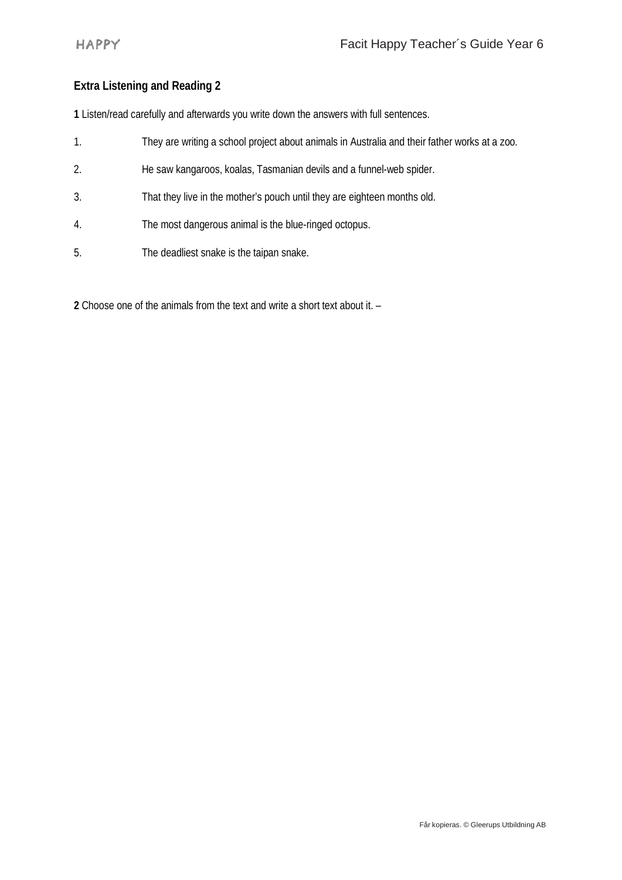## Extra Listening and Reading 2

**1** Listen/read carefully and afterwards you write down the answers with full sentences.

1. They are writing a school project about animals in Australia and their father works at a zoo.
2. He saw kangaroos, koalas, Tasmanian devils and a funnel-web spider.
3. That they live in the mother's pouch until they are eighteen months old.
4. The most dangerous animal is the blue-ringed octopus.
5. The deadliest snake is the taipan snake.

**2** Choose one of the animals from the text and write a short text about it. –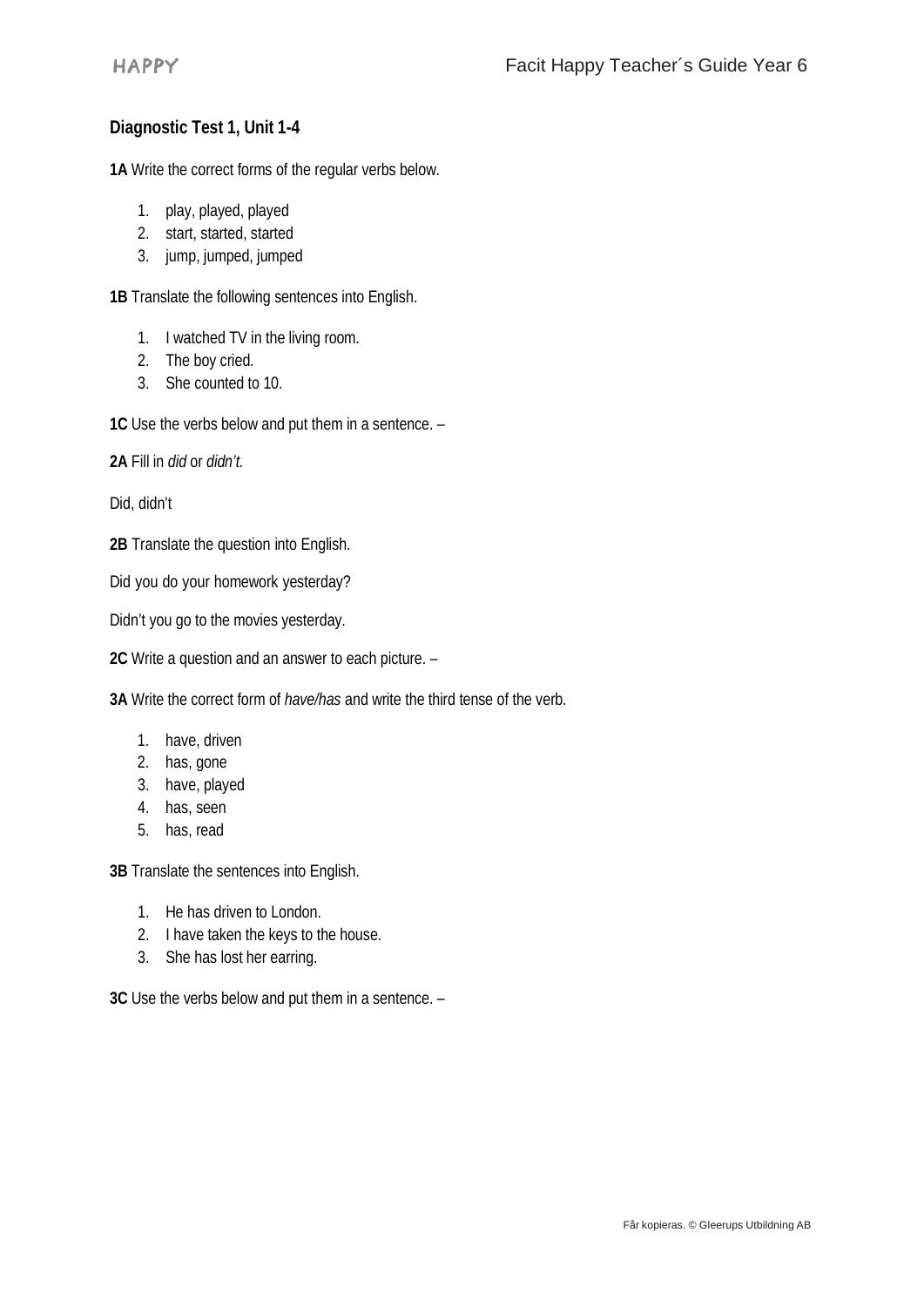**Diagnostic Test 1, Unit 1-4**

**1A** Write the correct forms of the regular verbs below.

1. play, played, played
2. start, started, started
3. jump, jumped, jumped

**1B** Translate the following sentences into English.

1. I watched TV in the living room.
2. The boy cried.
3. She counted to 10.

**1C** Use the verbs below and put them in a sentence. –

**2A** Fill in *did* or *didn't.*

Did, didn't

**2B** Translate the question into English.

Did you do your homework yesterday?

Didn't you go to the movies yesterday.

**2C** Write a question and an answer to each picture. –

**3A** Write the correct form of *have/has* and write the third tense of the verb.

1. have, driven
2. has, gone
3. have, played
4. has, seen
5. has, read

**3B** Translate the sentences into English.

1. He has driven to London.
2. I have taken the keys to the house.
3. She has lost her earring.

**3C** Use the verbs below and put them in a sentence. –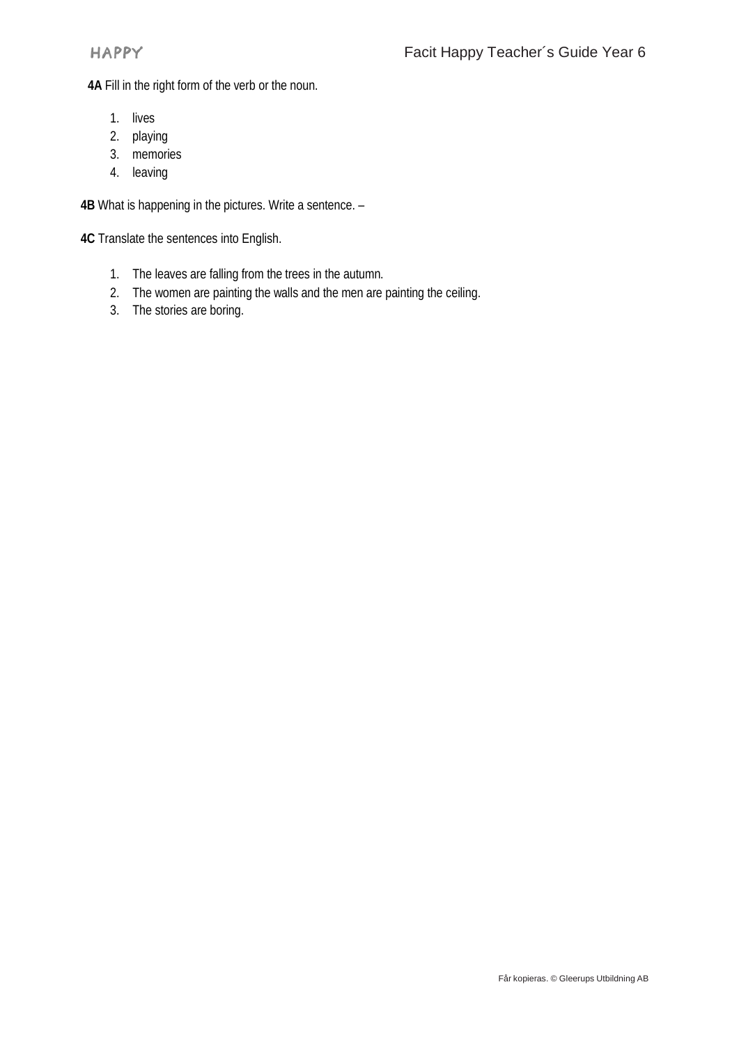**4A** Fill in the right form of the verb or the noun.

1. lives
2. playing
3. memories
4. leaving

**4B** What is happening in the pictures. Write a sentence. –

**4C** Translate the sentences into English.

1. The leaves are falling from the trees in the autumn.
2. The women are painting the walls and the men are painting the ceiling.
3. The stories are boring.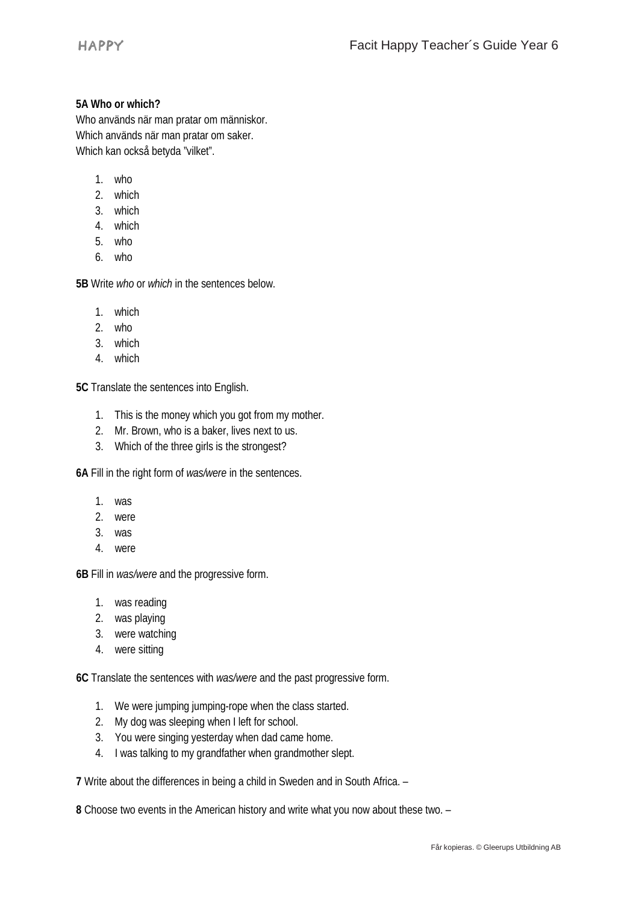**5A Who or which?**

Who används när man pratar om människor.
Which används när man pratar om saker.
Which kan också betyda "vilket".

1. who
2. which
3. which
4. which
5. who
6. who

**5B** Write *who* or *which* in the sentences below.

1. which
2. who
3. which
4. which

**5C** Translate the sentences into English.

1. This is the money which you got from my mother.
2. Mr. Brown, who is a baker, lives next to us.
3. Which of the three girls is the strongest?

**6A** Fill in the right form of *was/were* in the sentences.

1. was
2. were
3. was
4. were

**6B** Fill in *was/were* and the progressive form.

1. was reading
2. was playing
3. were watching
4. were sitting

**6C** Translate the sentences with *was/were* and the past progressive form.

1. We were jumping jumping-rope when the class started.
2. My dog was sleeping when I left for school.
3. You were singing yesterday when dad came home.
4. I was talking to my grandfather when grandmother slept.

**7** Write about the differences in being a child in Sweden and in South Africa. –

**8** Choose two events in the American history and write what you now about these two. –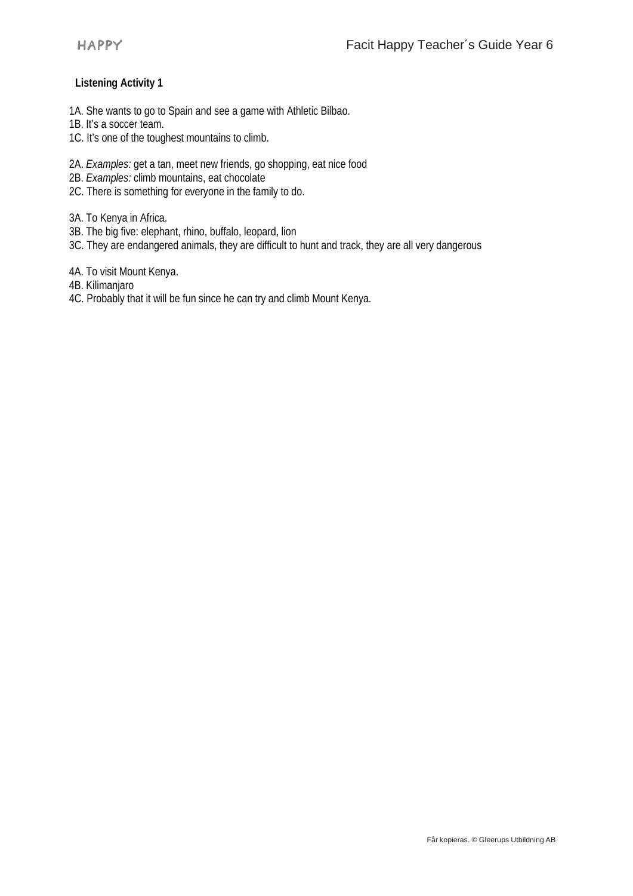**Listening Activity 1**

1A. She wants to go to Spain and see a game with Athletic Bilbao.
1B. It's a soccer team.
1C. It's one of the toughest mountains to climb.

2A. *Examples:* get a tan, meet new friends, go shopping, eat nice food
2B. *Examples:* climb mountains, eat chocolate
2C. There is something for everyone in the family to do.

3A. To Kenya in Africa.
3B. The big five: elephant, rhino, buffalo, leopard, lion
3C. They are endangered animals, they are difficult to hunt and track, they are all very dangerous

4A. To visit Mount Kenya.
4B. Kilimanjaro
4C. Probably that it will be fun since he can try and climb Mount Kenya.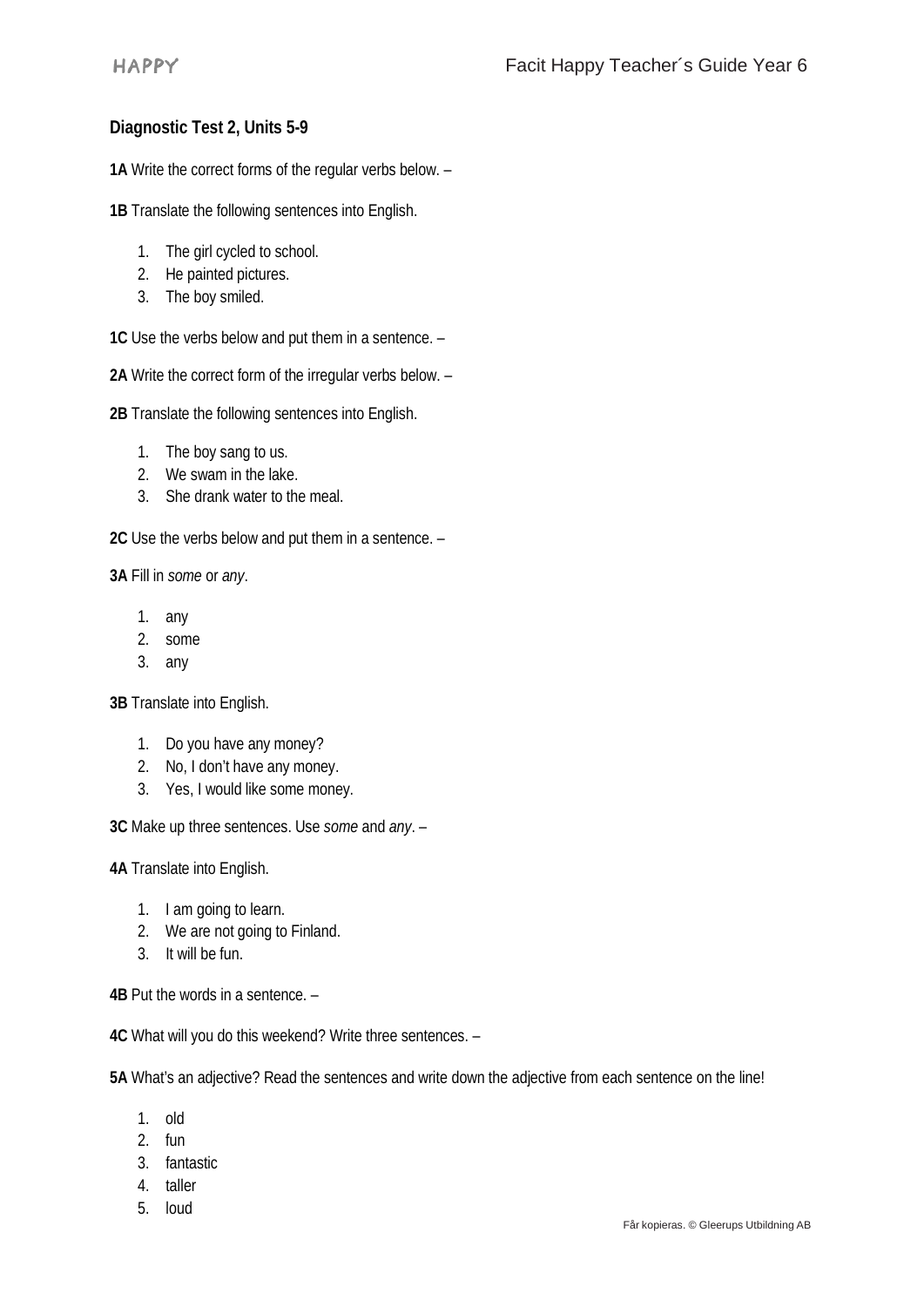### Diagnostic Test 2, Units 5-9

**1A** Write the correct forms of the regular verbs below. –

**1B** Translate the following sentences into English.

1. The girl cycled to school.
2. He painted pictures.
3. The boy smiled.

**1C** Use the verbs below and put them in a sentence. –

**2A** Write the correct form of the irregular verbs below. –

**2B** Translate the following sentences into English.

1. The boy sang to us.
2. We swam in the lake.
3. She drank water to the meal.

**2C** Use the verbs below and put them in a sentence. –

**3A** Fill in *some* or *any*.

1. any
2. some
3. any

**3B** Translate into English.

1. Do you have any money?
2. No, I don't have any money.
3. Yes, I would like some money.

**3C** Make up three sentences. Use *some* and *any*. –

**4A** Translate into English.

1. I am going to learn.
2. We are not going to Finland.
3. It will be fun.

**4B** Put the words in a sentence. –

**4C** What will you do this weekend? Write three sentences. –

**5A** What's an adjective? Read the sentences and write down the adjective from each sentence on the line!

1. old
2. fun
3. fantastic
4. taller
5. loud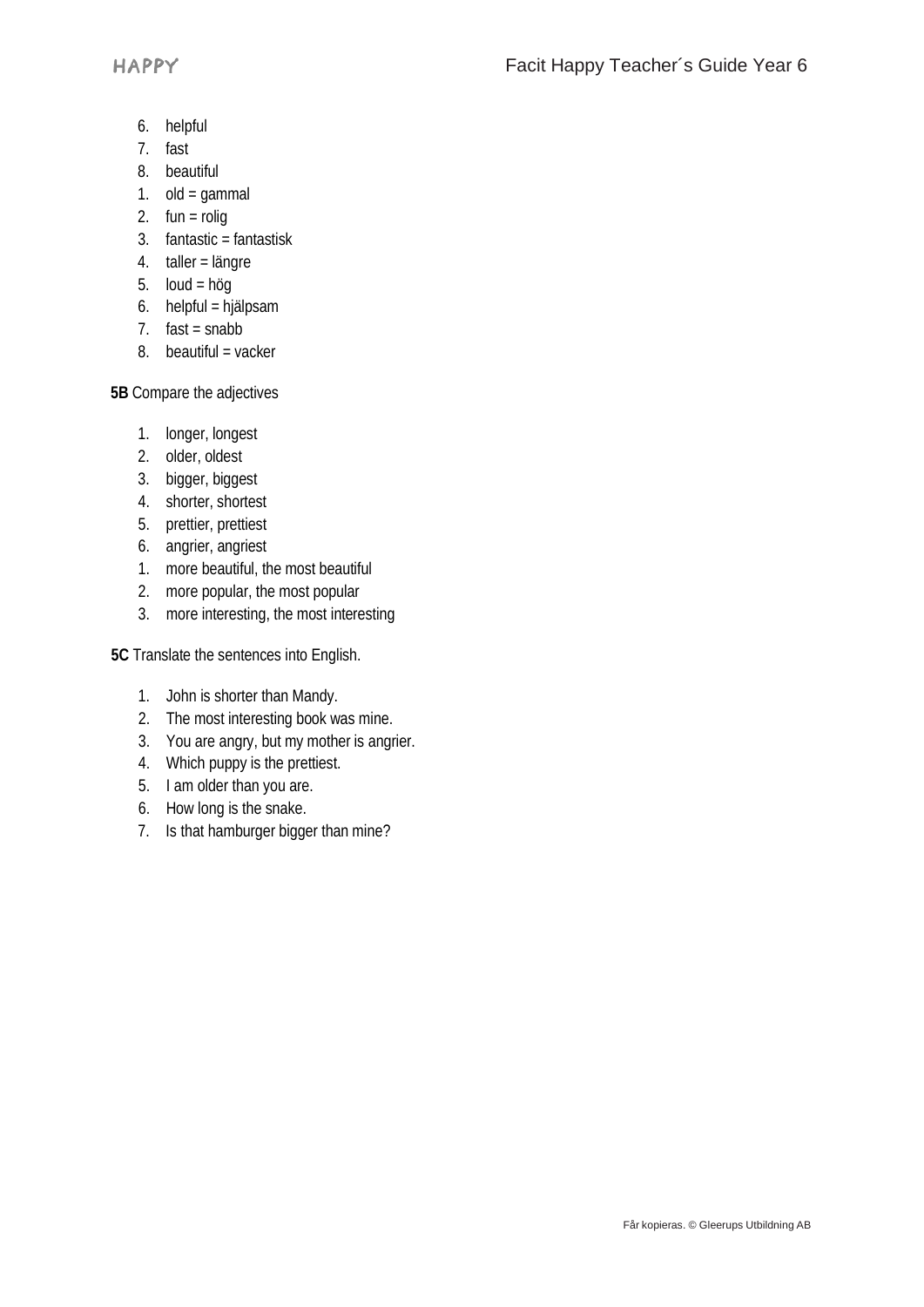6. helpful
7. fast
8. beautiful

1. old = gammal
2. fun = rolig
3. fantastic = fantastisk
4. taller = längre
5. loud = hög
6. helpful = hjälpsam
7. fast = snabb
8. beautiful = vacker

**5B** Compare the adjectives

1. longer, longest
2. older, oldest
3. bigger, biggest
4. shorter, shortest
5. prettier, prettiest
6. angrier, angriest

1. more beautiful, the most beautiful
2. more popular, the most popular
3. more interesting, the most interesting

**5C** Translate the sentences into English.

1. John is shorter than Mandy.
2. The most interesting book was mine.
3. You are angry, but my mother is angrier.
4. Which puppy is the prettiest.
5. I am older than you are.
6. How long is the snake.
7. Is that hamburger bigger than mine?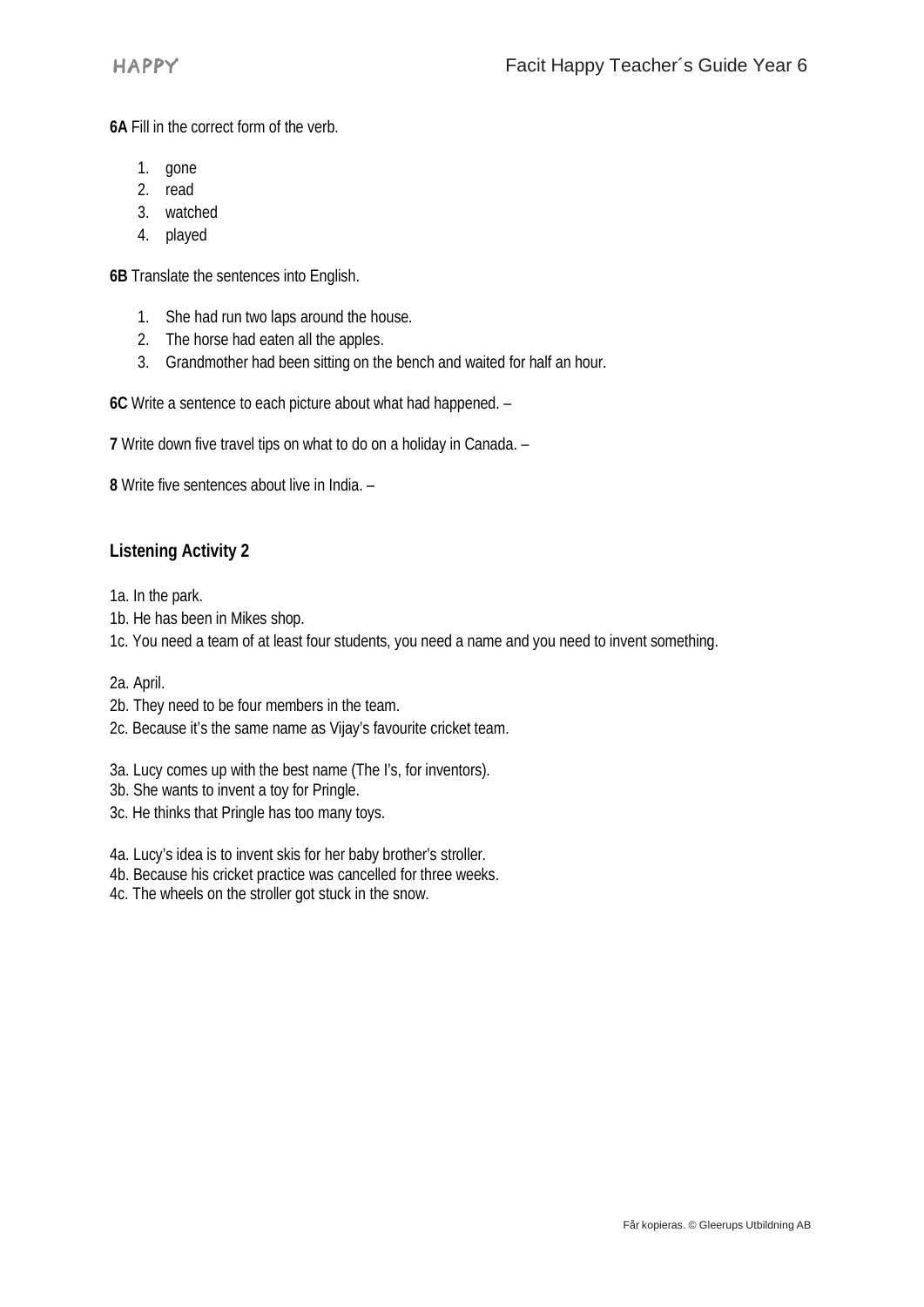**6A** Fill in the correct form of the verb.

1. gone
2. read
3. watched
4. played

**6B** Translate the sentences into English.

1. She had run two laps around the house.
2. The horse had eaten all the apples.
3. Grandmother had been sitting on the bench and waited for half an hour.

**6C** Write a sentence to each picture about what had happened. –

**7** Write down five travel tips on what to do on a holiday in Canada. –

**8** Write five sentences about live in India. –

## Listening Activity 2

1a. In the park.
1b. He has been in Mikes shop.
1c. You need a team of at least four students, you need a name and you need to invent something.

2a. April.
2b. They need to be four members in the team.
2c. Because it's the same name as Vijay's favourite cricket team.

3a. Lucy comes up with the best name (The I's, for inventors).
3b. She wants to invent a toy for Pringle.
3c. He thinks that Pringle has too many toys.

4a. Lucy's idea is to invent skis for her baby brother's stroller.
4b. Because his cricket practice was cancelled for three weeks.
4c. The wheels on the stroller got stuck in the snow.